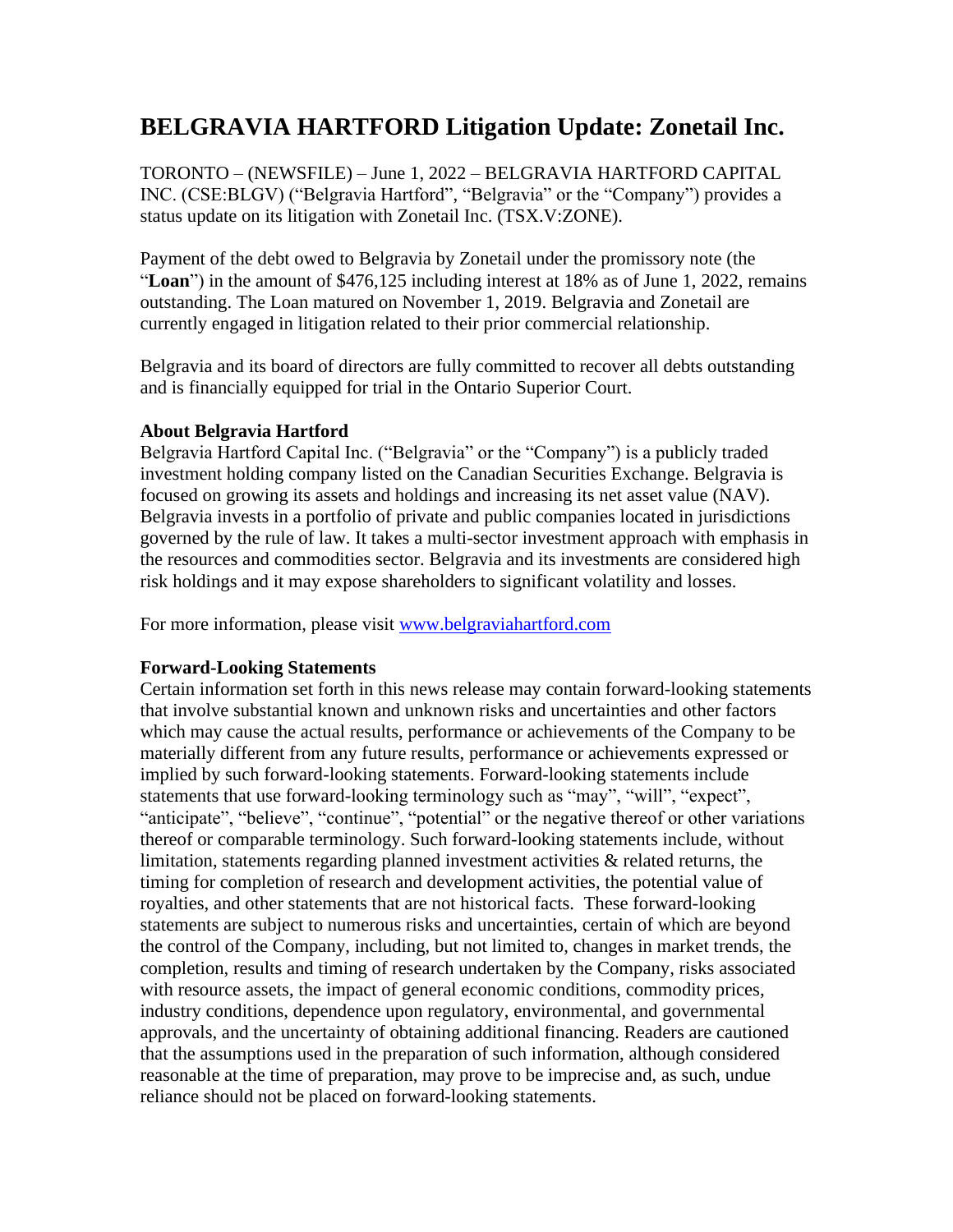# BELGRAVIA HARTFORD Litigation Update: Zonetail Inc.

TORONTO – (NEWSFILE) – June 1, 2022 – BELGRAVIA HARTFORD CAPITAL INC. (CSE:BLGV) ("Belgravia Hartford", "Belgravia" or the "Company") provides a status update on its litigation with Zonetail Inc. (TSX.V:ZONE).

Payment of the debt owed to Belgravia by Zonetail under the promissory note (the "**Loan**") in the amount of $476,125 including interest at 18% as of June 1, 2022, remains outstanding. The Loan matured on November 1, 2019. Belgravia and Zonetail are currently engaged in litigation related to their prior commercial relationship.

Belgravia and its board of directors are fully committed to recover all debts outstanding and is financially equipped for trial in the Ontario Superior Court.

**About Belgravia Hartford**
Belgravia Hartford Capital Inc. ("Belgravia" or the "Company") is a publicly traded investment holding company listed on the Canadian Securities Exchange. Belgravia is focused on growing its assets and holdings and increasing its net asset value (NAV). Belgravia invests in a portfolio of private and public companies located in jurisdictions governed by the rule of law. It takes a multi-sector investment approach with emphasis in the resources and commodities sector. Belgravia and its investments are considered high risk holdings and it may expose shareholders to significant volatility and losses.

For more information, please visit [www.belgraviahartford.com](www.belgraviahartford.com)

**Forward-Looking Statements**
Certain information set forth in this news release may contain forward-looking statements that involve substantial known and unknown risks and uncertainties and other factors which may cause the actual results, performance or achievements of the Company to be materially different from any future results, performance or achievements expressed or implied by such forward-looking statements. Forward-looking statements include statements that use forward-looking terminology such as "may", "will", "expect", "anticipate", "believe", "continue", "potential" or the negative thereof or other variations thereof or comparable terminology. Such forward-looking statements include, without limitation, statements regarding planned investment activities & related returns, the timing for completion of research and development activities, the potential value of royalties, and other statements that are not historical facts. These forward-looking statements are subject to numerous risks and uncertainties, certain of which are beyond the control of the Company, including, but not limited to, changes in market trends, the completion, results and timing of research undertaken by the Company, risks associated with resource assets, the impact of general economic conditions, commodity prices, industry conditions, dependence upon regulatory, environmental, and governmental approvals, and the uncertainty of obtaining additional financing. Readers are cautioned that the assumptions used in the preparation of such information, although considered reasonable at the time of preparation, may prove to be imprecise and, as such, undue reliance should not be placed on forward-looking statements.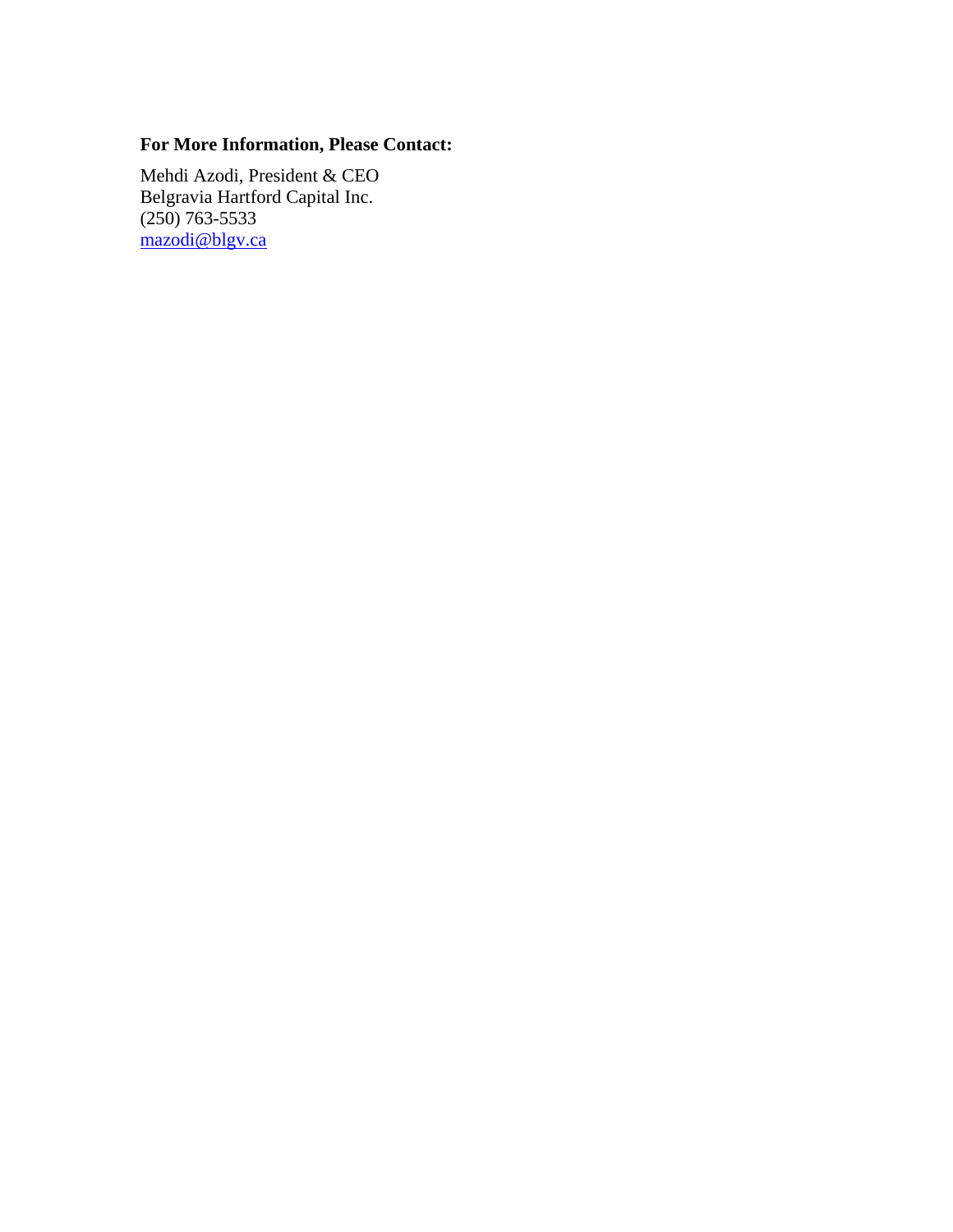**For More Information, Please Contact:**

Mehdi Azodi, President & CEO
Belgravia Hartford Capital Inc.
(250) 763-5533
mazodi@blgv.ca